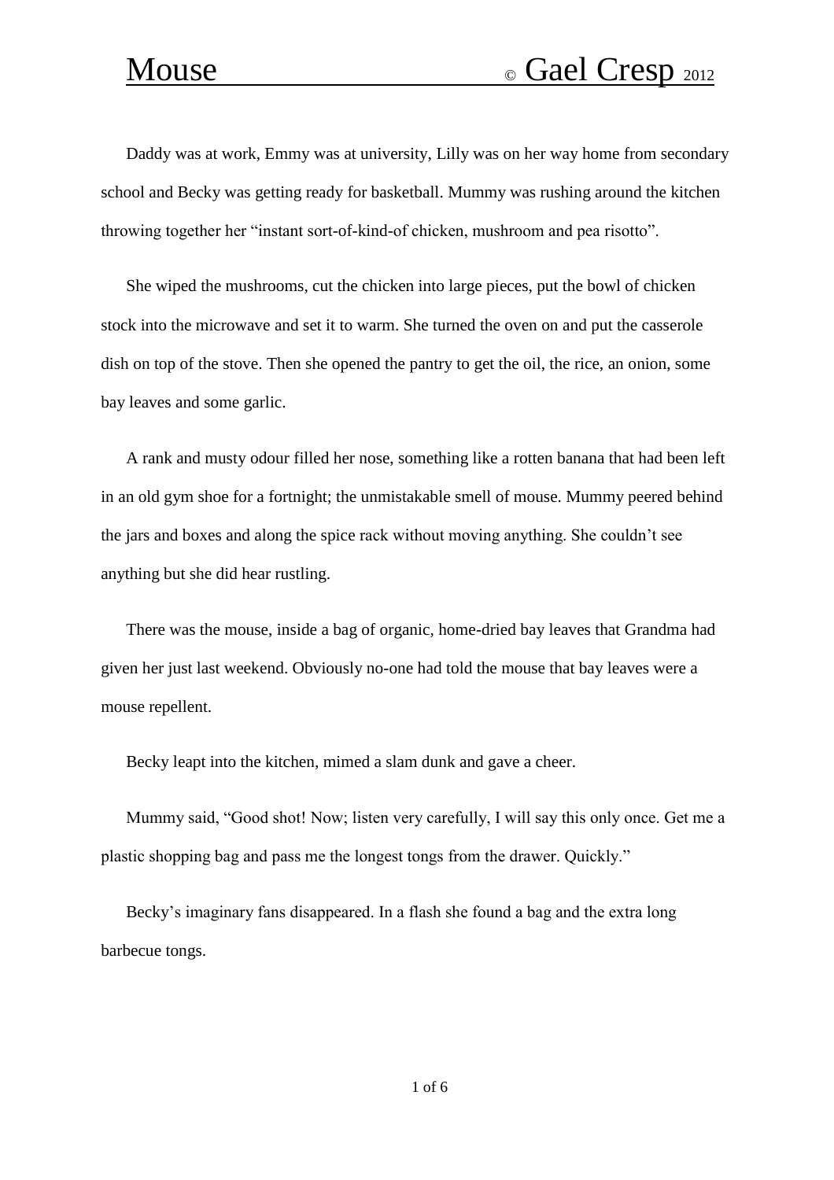# Mouse © Gael Cresp 2012

Daddy was at work, Emmy was at university, Lilly was on her way home from secondary school and Becky was getting ready for basketball. Mummy was rushing around the kitchen throwing together her "instant sort-of-kind-of chicken, mushroom and pea risotto".

She wiped the mushrooms, cut the chicken into large pieces, put the bowl of chicken stock into the microwave and set it to warm. She turned the oven on and put the casserole dish on top of the stove. Then she opened the pantry to get the oil, the rice, an onion, some bay leaves and some garlic.

A rank and musty odour filled her nose, something like a rotten banana that had been left in an old gym shoe for a fortnight; the unmistakable smell of mouse. Mummy peered behind the jars and boxes and along the spice rack without moving anything. She couldn't see anything but she did hear rustling.

There was the mouse, inside a bag of organic, home-dried bay leaves that Grandma had given her just last weekend. Obviously no-one had told the mouse that bay leaves were a mouse repellent.

Becky leapt into the kitchen, mimed a slam dunk and gave a cheer.

Mummy said, "Good shot! Now; listen very carefully, I will say this only once. Get me a plastic shopping bag and pass me the longest tongs from the drawer. Quickly."

Becky's imaginary fans disappeared. In a flash she found a bag and the extra long barbecue tongs.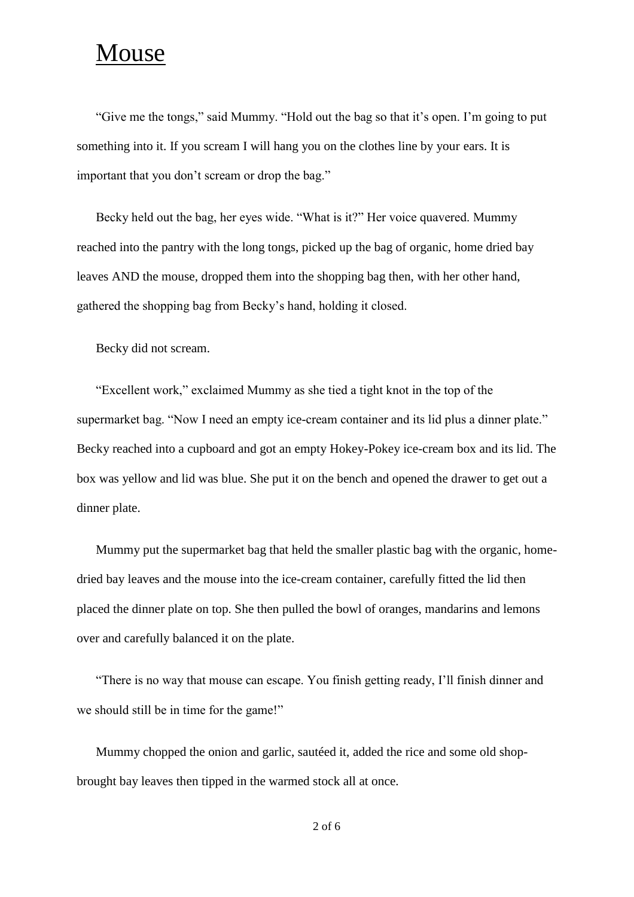# Mouse

"Give me the tongs," said Mummy. "Hold out the bag so that it's open. I'm going to put something into it. If you scream I will hang you on the clothes line by your ears. It is important that you don't scream or drop the bag."

Becky held out the bag, her eyes wide. "What is it?" Her voice quavered. Mummy reached into the pantry with the long tongs, picked up the bag of organic, home dried bay leaves AND the mouse, dropped them into the shopping bag then, with her other hand, gathered the shopping bag from Becky's hand, holding it closed.

Becky did not scream.

"Excellent work," exclaimed Mummy as she tied a tight knot in the top of the supermarket bag. "Now I need an empty ice-cream container and its lid plus a dinner plate." Becky reached into a cupboard and got an empty Hokey-Pokey ice-cream box and its lid. The box was yellow and lid was blue. She put it on the bench and opened the drawer to get out a dinner plate.

Mummy put the supermarket bag that held the smaller plastic bag with the organic, home-dried bay leaves and the mouse into the ice-cream container, carefully fitted the lid then placed the dinner plate on top. She then pulled the bowl of oranges, mandarins and lemons over and carefully balanced it on the plate.

"There is no way that mouse can escape. You finish getting ready, I'll finish dinner and we should still be in time for the game!"

Mummy chopped the onion and garlic, sautéed it, added the rice and some old shop-brought bay leaves then tipped in the warmed stock all at once.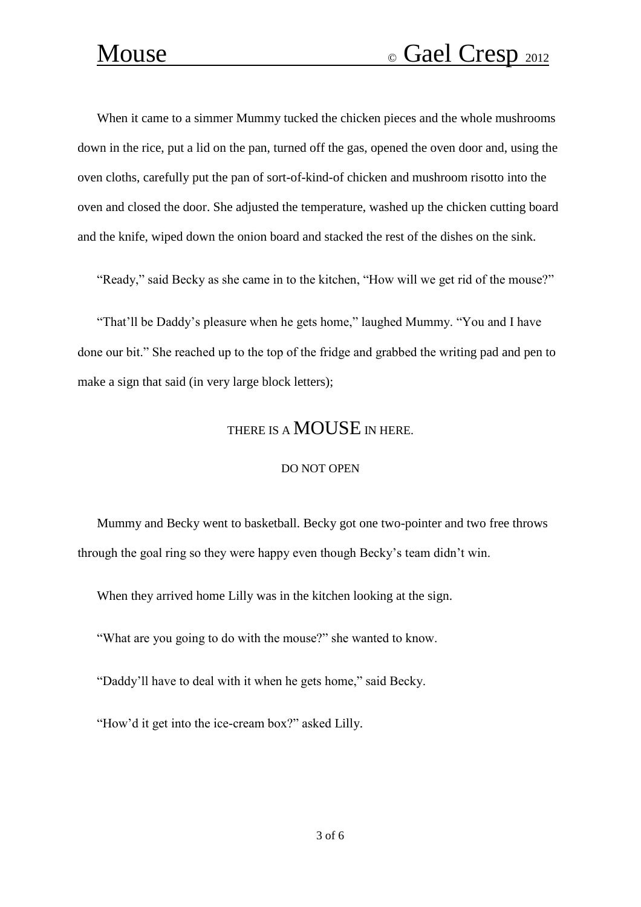When it came to a simmer Mummy tucked the chicken pieces and the whole mushrooms down in the rice, put a lid on the pan, turned off the gas, opened the oven door and, using the oven cloths, carefully put the pan of sort-of-kind-of chicken and mushroom risotto into the oven and closed the door. She adjusted the temperature, washed up the chicken cutting board and the knife, wiped down the onion board and stacked the rest of the dishes on the sink.

“Ready,” said Becky as she came in to the kitchen, “How will we get rid of the mouse?”

“That’ll be Daddy’s pleasure when he gets home,” laughed Mummy. “You and I have done our bit.” She reached up to the top of the fridge and grabbed the writing pad and pen to make a sign that said (in very large block letters);

THERE IS A MOUSE IN HERE.

DO NOT OPEN

Mummy and Becky went to basketball. Becky got one two-pointer and two free throws through the goal ring so they were happy even though Becky’s team didn’t win.

When they arrived home Lilly was in the kitchen looking at the sign.

“What are you going to do with the mouse?” she wanted to know.

“Daddy’ll have to deal with it when he gets home,” said Becky.

“How’d it get into the ice-cream box?” asked Lilly.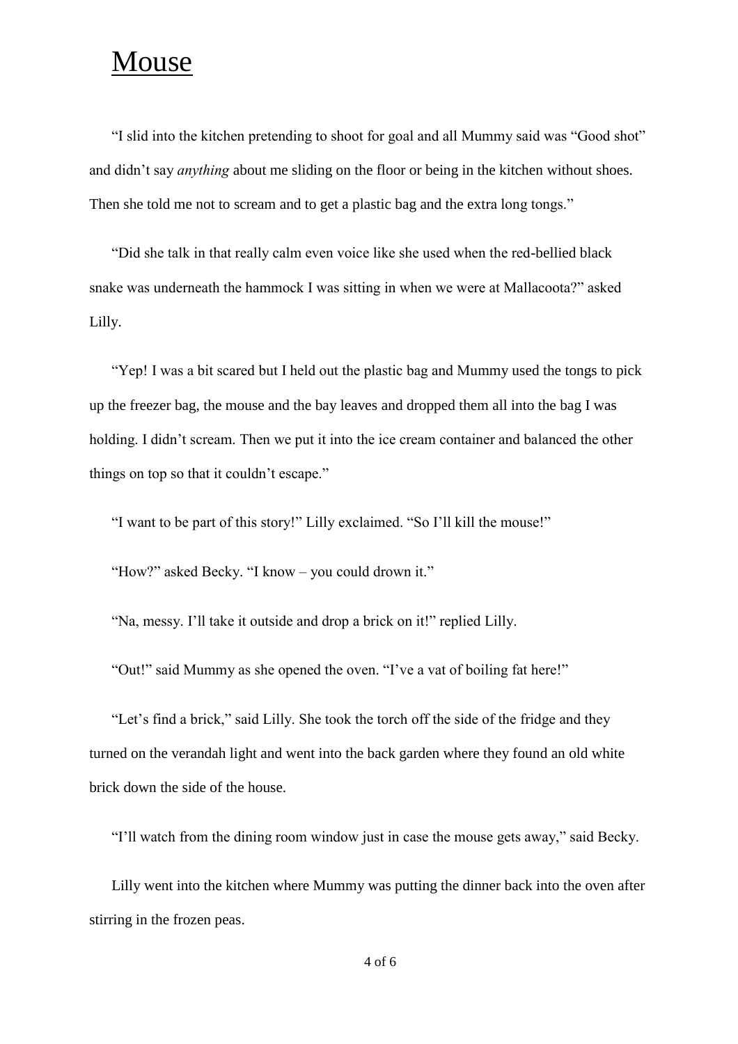# Mouse

"I slid into the kitchen pretending to shoot for goal and all Mummy said was "Good shot" and didn't say *anything* about me sliding on the floor or being in the kitchen without shoes. Then she told me not to scream and to get a plastic bag and the extra long tongs."

"Did she talk in that really calm even voice like she used when the red-bellied black snake was underneath the hammock I was sitting in when we were at Mallacoota?" asked Lilly.

"Yep! I was a bit scared but I held out the plastic bag and Mummy used the tongs to pick up the freezer bag, the mouse and the bay leaves and dropped them all into the bag I was holding. I didn't scream. Then we put it into the ice cream container and balanced the other things on top so that it couldn't escape."

"I want to be part of this story!" Lilly exclaimed. "So I'll kill the mouse!"

"How?" asked Becky. "I know – you could drown it."

"Na, messy. I'll take it outside and drop a brick on it!" replied Lilly.

"Out!" said Mummy as she opened the oven. "I've a vat of boiling fat here!"

"Let's find a brick," said Lilly. She took the torch off the side of the fridge and they turned on the verandah light and went into the back garden where they found an old white brick down the side of the house.

"I'll watch from the dining room window just in case the mouse gets away," said Becky.

Lilly went into the kitchen where Mummy was putting the dinner back into the oven after stirring in the frozen peas.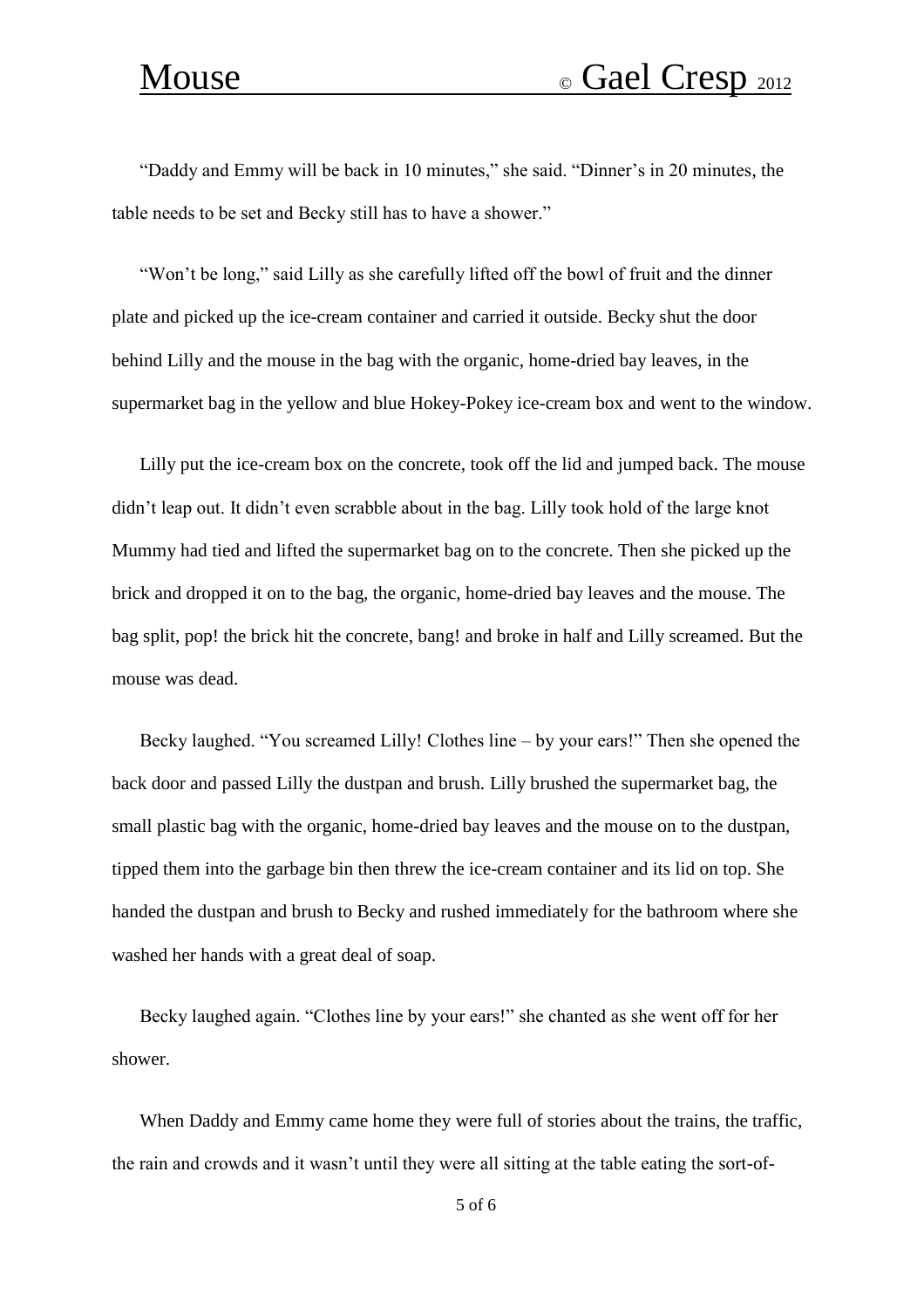"Daddy and Emmy will be back in 10 minutes," she said. "Dinner's in 20 minutes, the table needs to be set and Becky still has to have a shower."

"Won't be long," said Lilly as she carefully lifted off the bowl of fruit and the dinner plate and picked up the ice-cream container and carried it outside. Becky shut the door behind Lilly and the mouse in the bag with the organic, home-dried bay leaves, in the supermarket bag in the yellow and blue Hokey-Pokey ice-cream box and went to the window.

Lilly put the ice-cream box on the concrete, took off the lid and jumped back. The mouse didn't leap out. It didn't even scrabble about in the bag. Lilly took hold of the large knot Mummy had tied and lifted the supermarket bag on to the concrete. Then she picked up the brick and dropped it on to the bag, the organic, home-dried bay leaves and the mouse. The bag split, pop! the brick hit the concrete, bang! and broke in half and Lilly screamed. But the mouse was dead.

Becky laughed. "You screamed Lilly! Clothes line – by your ears!" Then she opened the back door and passed Lilly the dustpan and brush. Lilly brushed the supermarket bag, the small plastic bag with the organic, home-dried bay leaves and the mouse on to the dustpan, tipped them into the garbage bin then threw the ice-cream container and its lid on top. She handed the dustpan and brush to Becky and rushed immediately for the bathroom where she washed her hands with a great deal of soap.

Becky laughed again. "Clothes line by your ears!" she chanted as she went off for her shower.

When Daddy and Emmy came home they were full of stories about the trains, the traffic, the rain and crowds and it wasn't until they were all sitting at the table eating the sort-of-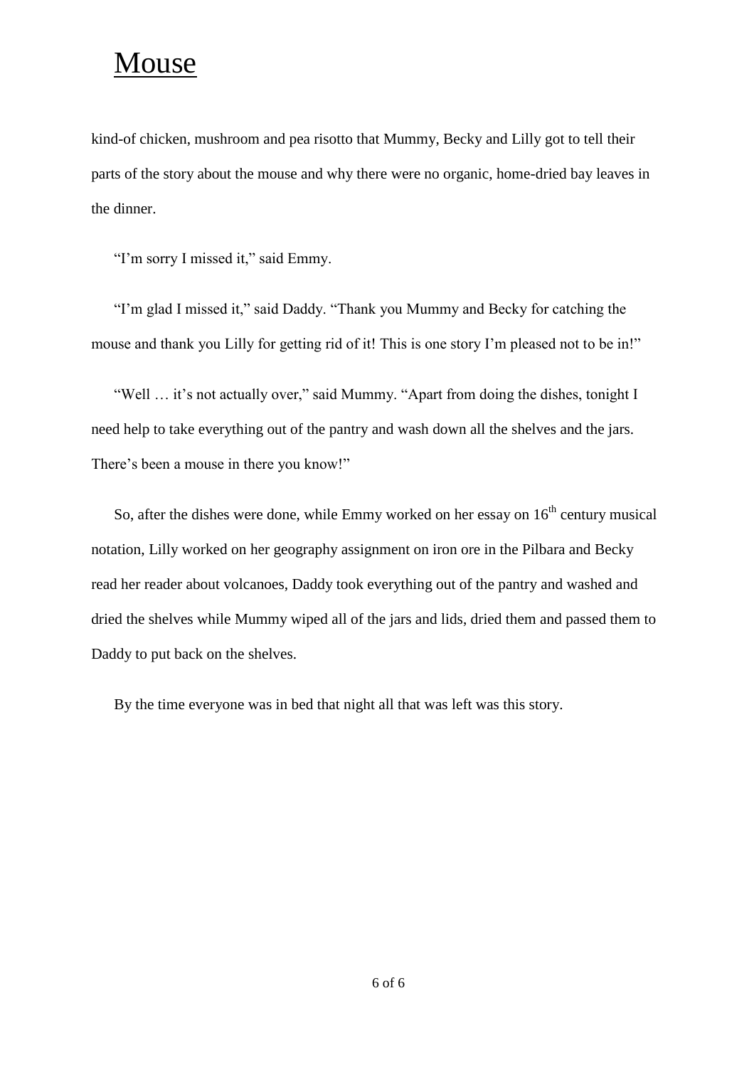kind-of chicken, mushroom and pea risotto that Mummy, Becky and Lilly got to tell their parts of the story about the mouse and why there were no organic, home-dried bay leaves in the dinner.

"I'm sorry I missed it," said Emmy.

"I'm glad I missed it," said Daddy. "Thank you Mummy and Becky for catching the mouse and thank you Lilly for getting rid of it! This is one story I'm pleased not to be in!"

"Well … it's not actually over," said Mummy. "Apart from doing the dishes, tonight I need help to take everything out of the pantry and wash down all the shelves and the jars. There's been a mouse in there you know!"

So, after the dishes were done, while Emmy worked on her essay on 16th century musical notation, Lilly worked on her geography assignment on iron ore in the Pilbara and Becky read her reader about volcanoes, Daddy took everything out of the pantry and washed and dried the shelves while Mummy wiped all of the jars and lids, dried them and passed them to Daddy to put back on the shelves.

By the time everyone was in bed that night all that was left was this story.